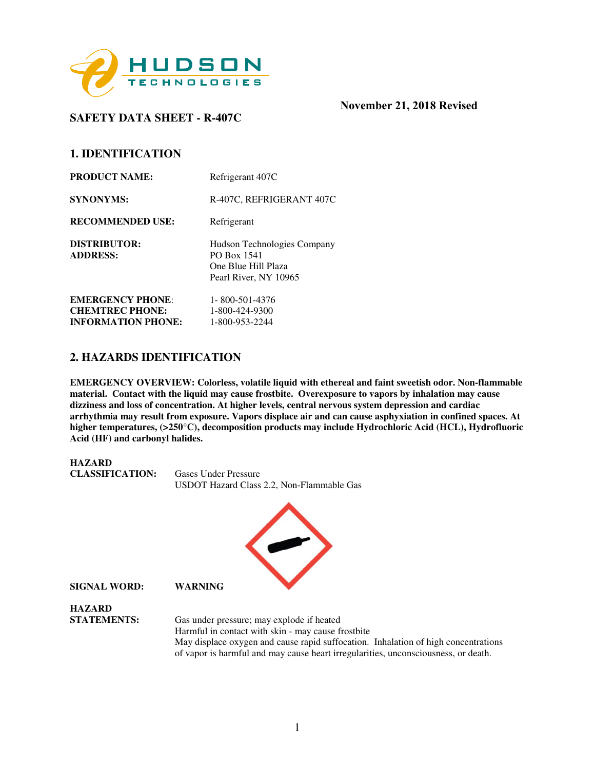**HUDSON TECHNOLOGIES**

November 21, 2018 Revised

# SAFETY DATA SHEET - R-407C

## 1. IDENTIFICATION

**PRODUCT NAME:** Refrigerant 407C

**SYNONYMS:** R-407C, REFRIGERANT 407C

**RECOMMENDED USE:** Refrigerant

**DISTRIBUTOR:**
**ADDRESS:**
Hudson Technologies Company
PO Box 1541
One Blue Hill Plaza
Pearl River, NY 10965

**EMERGENCY PHONE**: 1- 800-501-4376
**CHEMTREC PHONE:** 1-800-424-9300
**INFORMATION PHONE:** 1-800-953-2244

## 2. HAZARDS IDENTIFICATION

**EMERGENCY OVERVIEW: Colorless, volatile liquid with ethereal and faint sweetish odor. Non-flammable material. Contact with the liquid may cause frostbite. Overexposure to vapors by inhalation may cause dizziness and loss of concentration. At higher levels, central nervous system depression and cardiac arrhythmia may result from exposure. Vapors displace air and can cause asphyxiation in confined spaces. At higher temperatures, (>250°C), decomposition products may include Hydrochloric Acid (HCL), Hydrofluoric Acid (HF) and carbonyl halides.**

**HAZARD CLASSIFICATION:** Gases Under Pressure
USDOT Hazard Class 2.2, Non-Flammable Gas

**SIGNAL WORD:** **WARNING**

**HAZARD STATEMENTS:**
Gas under pressure; may explode if heated
Harmful in contact with skin - may cause frostbite
May displace oxygen and cause rapid suffocation. Inhalation of high concentrations of vapor is harmful and may cause heart irregularities, unconsciousness, or death.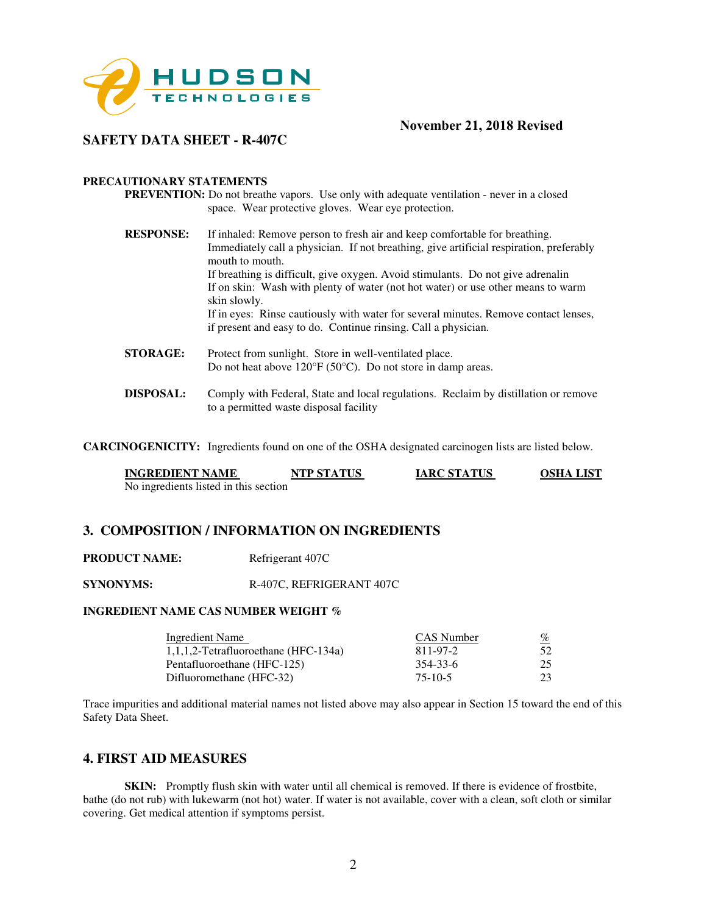HUDSON TECHNOLOGIES

November 21, 2018 Revised

**SAFETY DATA SHEET - R-407C**

**PRECAUTIONARY STATEMENTS**

**PREVENTION:** Do not breathe vapors. Use only with adequate ventilation - never in a closed space. Wear protective gloves. Wear eye protection.

**RESPONSE:** If inhaled: Remove person to fresh air and keep comfortable for breathing. Immediately call a physician. If not breathing, give artificial respiration, preferably mouth to mouth.
If breathing is difficult, give oxygen. Avoid stimulants. Do not give adrenalin
If on skin: Wash with plenty of water (not hot water) or use other means to warm skin slowly.
If in eyes: Rinse cautiously with water for several minutes. Remove contact lenses, if present and easy to do. Continue rinsing. Call a physician.

**STORAGE:** Protect from sunlight. Store in well-ventilated place.
Do not heat above 120°F (50°C). Do not store in damp areas.

**DISPOSAL:** Comply with Federal, State and local regulations. Reclaim by distillation or remove to a permitted waste disposal facility

**CARCINOGENICITY:** Ingredients found on one of the OSHA designated carcinogen lists are listed below.

| INGREDIENT NAME | NTP STATUS | IARC STATUS | OSHA LIST |
|---|---|---|---|
| No ingredients listed in this section | | | |

## 3. COMPOSITION / INFORMATION ON INGREDIENTS

**PRODUCT NAME:** Refrigerant 407C

**SYNONYMS:** R-407C, REFRIGERANT 407C

**INGREDIENT NAME CAS NUMBER WEIGHT %**

| Ingredient Name | CAS Number | % |
|---|---|---|
| 1,1,1,2-Tetrafluoroethane (HFC-134a) | 811-97-2 | 52 |
| Pentafluoroethane (HFC-125) | 354-33-6 | 25 |
| Difluoromethane (HFC-32) | 75-10-5 | 23 |

Trace impurities and additional material names not listed above may also appear in Section 15 toward the end of this Safety Data Sheet.

## 4. FIRST AID MEASURES

**SKIN:** Promptly flush skin with water until all chemical is removed. If there is evidence of frostbite, bathe (do not rub) with lukewarm (not hot) water. If water is not available, cover with a clean, soft cloth or similar covering. Get medical attention if symptoms persist.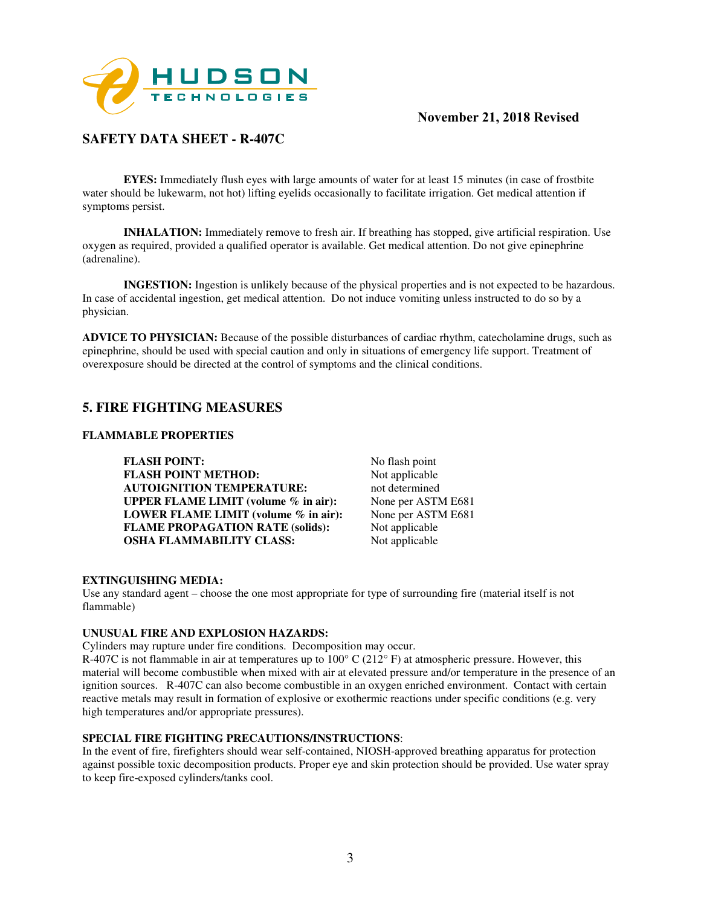**EYES:** Immediately flush eyes with large amounts of water for at least 15 minutes (in case of frostbite water should be lukewarm, not hot) lifting eyelids occasionally to facilitate irrigation. Get medical attention if symptoms persist.

**INHALATION:** Immediately remove to fresh air. If breathing has stopped, give artificial respiration. Use oxygen as required, provided a qualified operator is available. Get medical attention. Do not give epinephrine (adrenaline).

**INGESTION:** Ingestion is unlikely because of the physical properties and is not expected to be hazardous. In case of accidental ingestion, get medical attention. Do not induce vomiting unless instructed to do so by a physician.

**ADVICE TO PHYSICIAN:** Because of the possible disturbances of cardiac rhythm, catecholamine drugs, such as epinephrine, should be used with special caution and only in situations of emergency life support. Treatment of overexposure should be directed at the control of symptoms and the clinical conditions.

## 5. FIRE FIGHTING MEASURES

**FLAMMABLE PROPERTIES**

| | |
|---|---|
| **FLASH POINT:** | No flash point |
| **FLASH POINT METHOD:** | Not applicable |
| **AUTOIGNITION TEMPERATURE:** | not determined |
| **UPPER FLAME LIMIT (volume % in air):** | None per ASTM E681 |
| **LOWER FLAME LIMIT (volume % in air):** | None per ASTM E681 |
| **FLAME PROPAGATION RATE (solids):** | Not applicable |
| **OSHA FLAMMABILITY CLASS:** | Not applicable |

**EXTINGUISHING MEDIA:**
Use any standard agent – choose the one most appropriate for type of surrounding fire (material itself is not flammable)

**UNUSUAL FIRE AND EXPLOSION HAZARDS:**
Cylinders may rupture under fire conditions. Decomposition may occur.
R-407C is not flammable in air at temperatures up to 100° C (212° F) at atmospheric pressure. However, this material will become combustible when mixed with air at elevated pressure and/or temperature in the presence of an ignition sources. R-407C can also become combustible in an oxygen enriched environment. Contact with certain reactive metals may result in formation of explosive or exothermic reactions under specific conditions (e.g. very high temperatures and/or appropriate pressures).

**SPECIAL FIRE FIGHTING PRECAUTIONS/INSTRUCTIONS**:
In the event of fire, firefighters should wear self-contained, NIOSH-approved breathing apparatus for protection against possible toxic decomposition products. Proper eye and skin protection should be provided. Use water spray to keep fire-exposed cylinders/tanks cool.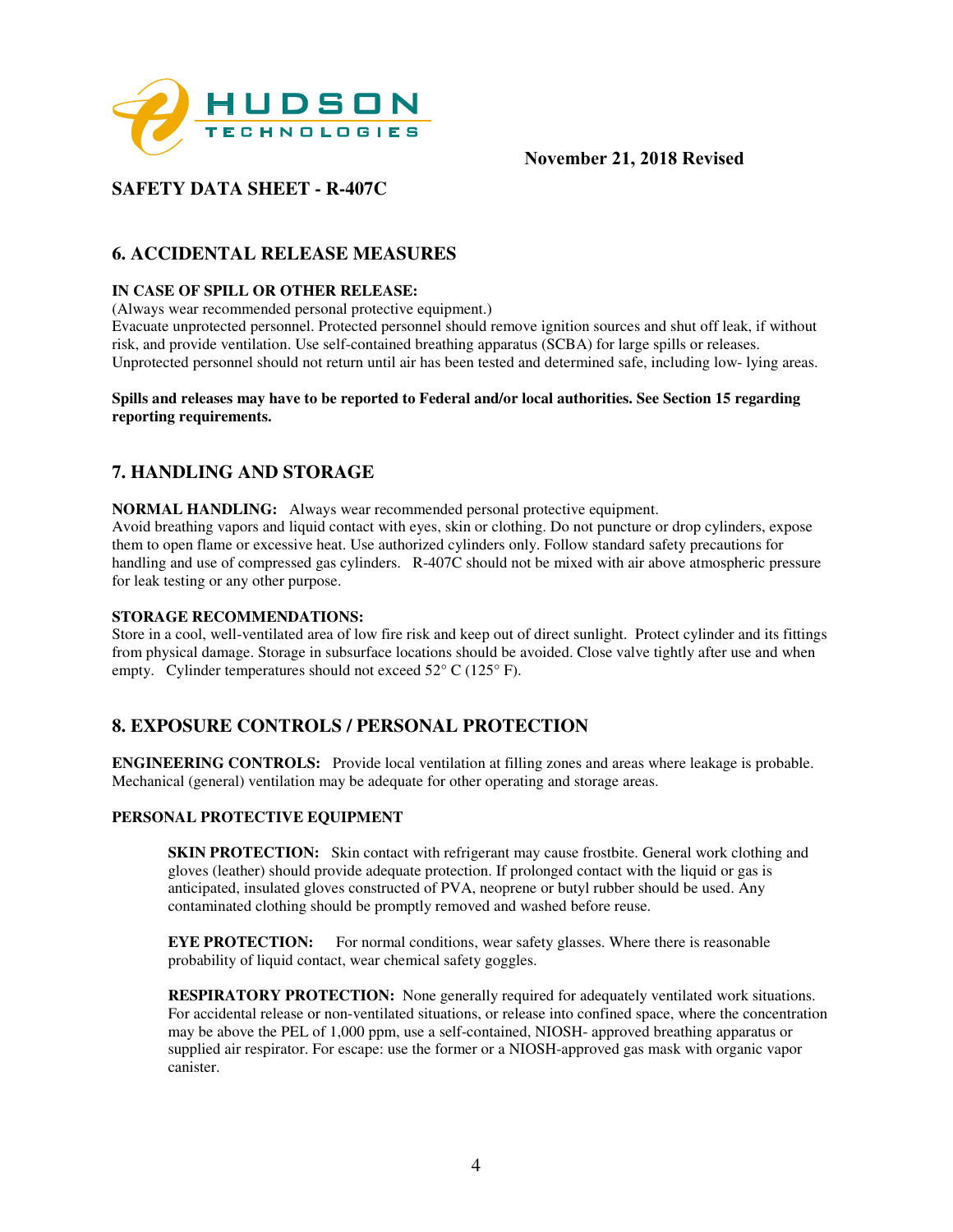November 21, 2018 Revised

## SAFETY DATA SHEET - R-407C

## 6. ACCIDENTAL RELEASE MEASURES

**IN CASE OF SPILL OR OTHER RELEASE:**
(Always wear recommended personal protective equipment.)
Evacuate unprotected personnel. Protected personnel should remove ignition sources and shut off leak, if without risk, and provide ventilation. Use self-contained breathing apparatus (SCBA) for large spills or releases. Unprotected personnel should not return until air has been tested and determined safe, including low- lying areas.

**Spills and releases may have to be reported to Federal and/or local authorities. See Section 15 regarding reporting requirements.**

## 7. HANDLING AND STORAGE

**NORMAL HANDLING:** Always wear recommended personal protective equipment.
Avoid breathing vapors and liquid contact with eyes, skin or clothing. Do not puncture or drop cylinders, expose them to open flame or excessive heat. Use authorized cylinders only. Follow standard safety precautions for handling and use of compressed gas cylinders. R-407C should not be mixed with air above atmospheric pressure for leak testing or any other purpose.

**STORAGE RECOMMENDATIONS:**
Store in a cool, well-ventilated area of low fire risk and keep out of direct sunlight. Protect cylinder and its fittings from physical damage. Storage in subsurface locations should be avoided. Close valve tightly after use and when empty. Cylinder temperatures should not exceed 52° C (125° F).

## 8. EXPOSURE CONTROLS / PERSONAL PROTECTION

**ENGINEERING CONTROLS:** Provide local ventilation at filling zones and areas where leakage is probable. Mechanical (general) ventilation may be adequate for other operating and storage areas.

**PERSONAL PROTECTIVE EQUIPMENT**

**SKIN PROTECTION:** Skin contact with refrigerant may cause frostbite. General work clothing and gloves (leather) should provide adequate protection. If prolonged contact with the liquid or gas is anticipated, insulated gloves constructed of PVA, neoprene or butyl rubber should be used. Any contaminated clothing should be promptly removed and washed before reuse.

**EYE PROTECTION:** For normal conditions, wear safety glasses. Where there is reasonable probability of liquid contact, wear chemical safety goggles.

**RESPIRATORY PROTECTION:** None generally required for adequately ventilated work situations. For accidental release or non-ventilated situations, or release into confined space, where the concentration may be above the PEL of 1,000 ppm, use a self-contained, NIOSH- approved breathing apparatus or supplied air respirator. For escape: use the former or a NIOSH-approved gas mask with organic vapor canister.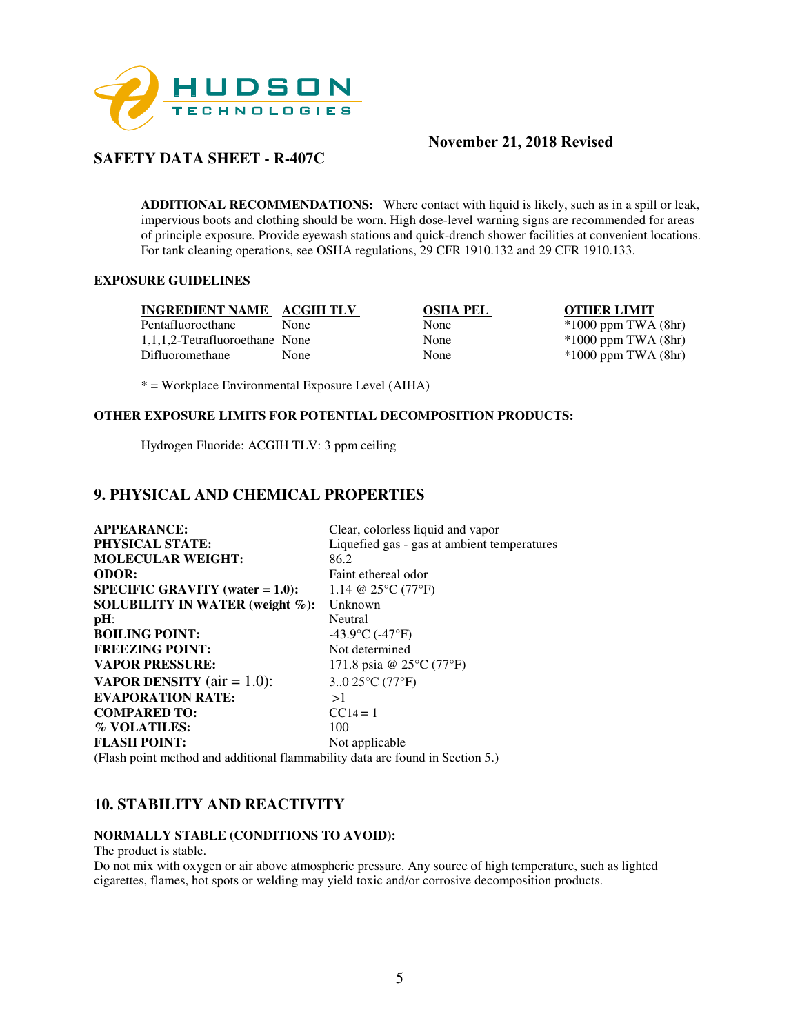## SAFETY DATA SHEET - R-407C

**November 21, 2018 Revised**

**ADDITIONAL RECOMMENDATIONS:** Where contact with liquid is likely, such as in a spill or leak, impervious boots and clothing should be worn. High dose-level warning signs are recommended for areas of principle exposure. Provide eyewash stations and quick-drench shower facilities at convenient locations. For tank cleaning operations, see OSHA regulations, 29 CFR 1910.132 and 29 CFR 1910.133.

**EXPOSURE GUIDELINES**

| INGREDIENT NAME | ACGIH TLV | OSHA PEL | OTHER LIMIT |
|---|---|---|---|
| Pentafluoroethane | None | None | *1000 ppm TWA (8hr) |
| 1,1,1,2-Tetrafluoroethane | None | None | *1000 ppm TWA (8hr) |
| Difluoromethane | None | None | *1000 ppm TWA (8hr) |

* = Workplace Environmental Exposure Level (AIHA)

**OTHER EXPOSURE LIMITS FOR POTENTIAL DECOMPOSITION PRODUCTS:**

Hydrogen Fluoride: ACGIH TLV: 3 ppm ceiling

## 9. PHYSICAL AND CHEMICAL PROPERTIES

| | |
|---|---|
| **APPEARANCE:** | Clear, colorless liquid and vapor |
| **PHYSICAL STATE:** | Liquefied gas - gas at ambient temperatures |
| **MOLECULAR WEIGHT:** | 86.2 |
| **ODOR:** | Faint ethereal odor |
| **SPECIFIC GRAVITY (water = 1.0):** | 1.14 @ 25°C (77°F) |
| **SOLUBILITY IN WATER (weight %):** | Unknown |
| **pH**: | Neutral |
| **BOILING POINT:** | -43.9°C (-47°F) |
| **FREEZING POINT:** | Not determined |
| **VAPOR PRESSURE:** | 171.8 psia @ 25°C (77°F) |
| **VAPOR DENSITY** (air = 1.0): | 3..0 25°C (77°F) |
| **EVAPORATION RATE:** | >1 |
| **COMPARED TO:** | $CCl_4$ = 1 |
| **% VOLATILES:** | 100 |
| **FLASH POINT:** | Not applicable |

(Flash point method and additional flammability data are found in Section 5.)

## 10. STABILITY AND REACTIVITY

**NORMALLY STABLE (CONDITIONS TO AVOID):**

The product is stable.

Do not mix with oxygen or air above atmospheric pressure. Any source of high temperature, such as lighted cigarettes, flames, hot spots or welding may yield toxic and/or corrosive decomposition products.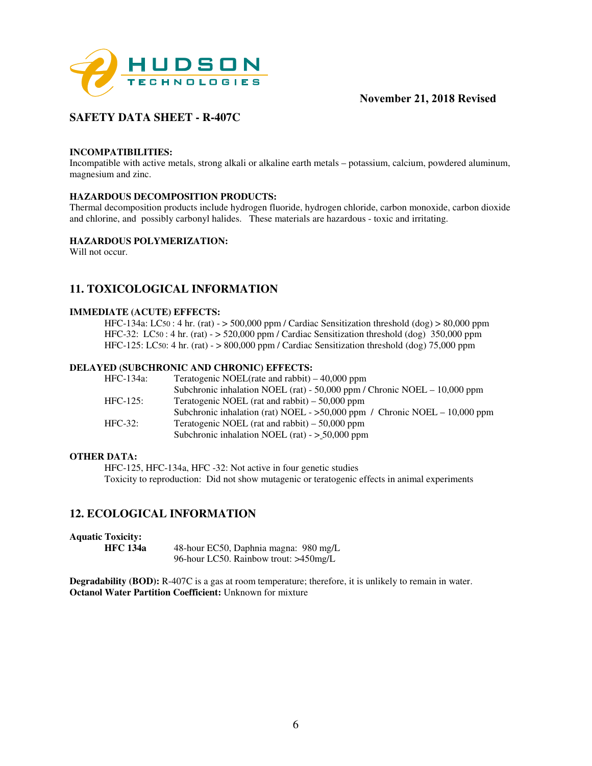## SAFETY DATA SHEET - R-407C

**INCOMPATIBILITIES:**
Incompatible with active metals, strong alkali or alkaline earth metals – potassium, calcium, powdered aluminum, magnesium and zinc.

**HAZARDOUS DECOMPOSITION PRODUCTS:**
Thermal decomposition products include hydrogen fluoride, hydrogen chloride, carbon monoxide, carbon dioxide and chlorine, and possibly carbonyl halides. These materials are hazardous - toxic and irritating.

**HAZARDOUS POLYMERIZATION:**
Will not occur.

## 11. TOXICOLOGICAL INFORMATION

**IMMEDIATE (ACUTE) EFFECTS:**

HFC-134a: $LC_{50}$ : 4 hr. (rat) - > 500,000 ppm / Cardiac Sensitization threshold (dog) > 80,000 ppm
HFC-32: $LC_{50}$ : 4 hr. (rat) - > 520,000 ppm / Cardiac Sensitization threshold (dog) 350,000 ppm
HFC-125: $LC_{50}$: 4 hr. (rat) - > 800,000 ppm / Cardiac Sensitization threshold (dog) 75,000 ppm

**DELAYED (SUBCHRONIC AND CHRONIC) EFFECTS:**

| | |
|---|---|
| HFC-134a: | Teratogenic NOEL(rate and rabbit) – 40,000 ppm |
| | Subchronic inhalation NOEL (rat) - 50,000 ppm / Chronic NOEL – 10,000 ppm |
| HFC-125: | Teratogenic NOEL (rat and rabbit) – 50,000 ppm |
| | Subchronic inhalation (rat) NOEL - >50,000 ppm / Chronic NOEL – 10,000 ppm |
| HFC-32: | Teratogenic NOEL (rat and rabbit) – 50,000 ppm |
| | Subchronic inhalation NOEL (rat) - ≥ 50,000 ppm |

**OTHER DATA:**

HFC-125, HFC-134a, HFC -32: Not active in four genetic studies
Toxicity to reproduction: Did not show mutagenic or teratogenic effects in animal experiments

## 12. ECOLOGICAL INFORMATION

**Aquatic Toxicity:**

| | |
|---|---|
| **HFC 134a** | 48-hour EC50, Daphnia magna: 980 mg/L |
| | 96-hour LC50. Rainbow trout: >450mg/L |

**Degradability (BOD):** R-407C is a gas at room temperature; therefore, it is unlikely to remain in water.
**Octanol Water Partition Coefficient:** Unknown for mixture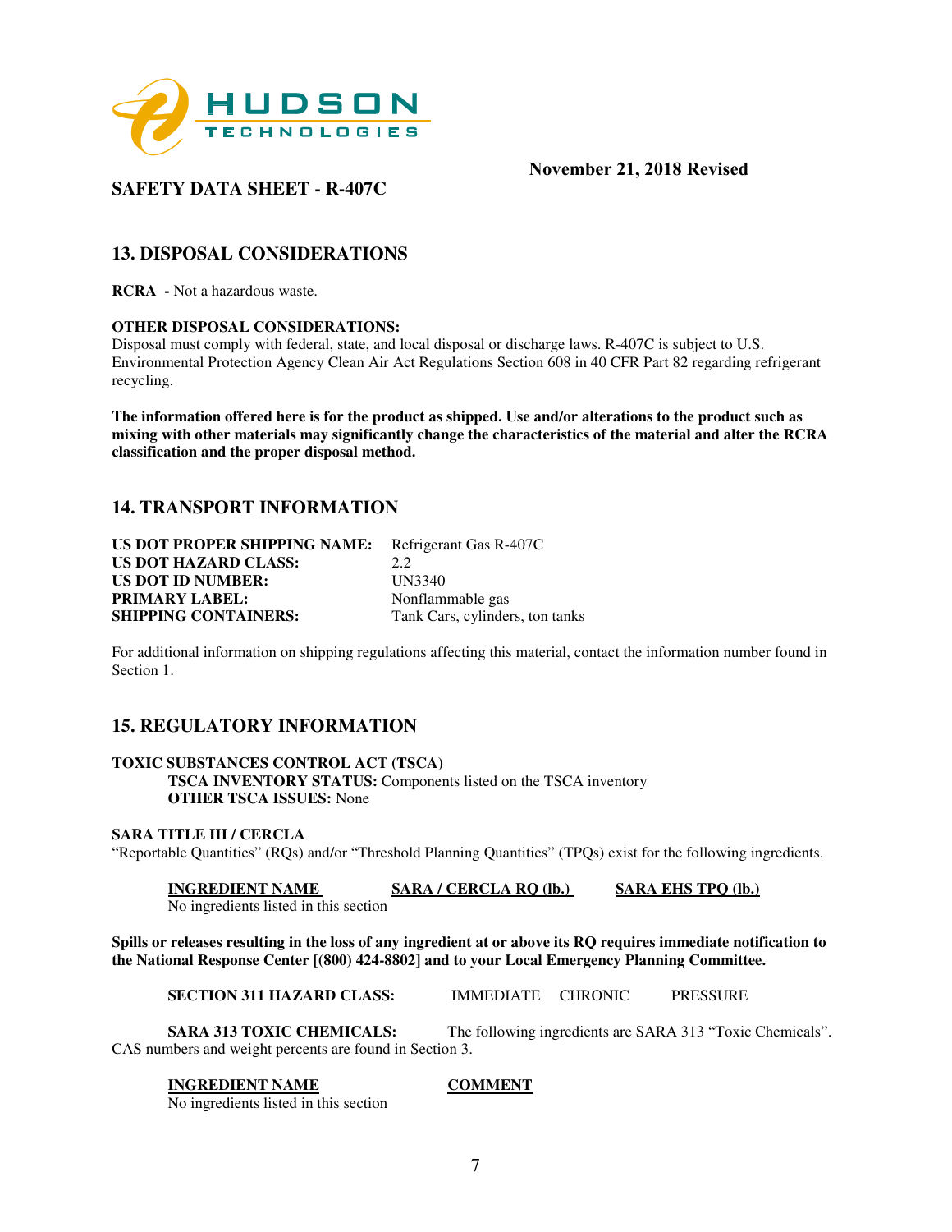**November 21, 2018 Revised**

## SAFETY DATA SHEET - R-407C

## 13. DISPOSAL CONSIDERATIONS

**RCRA -** Not a hazardous waste.

**OTHER DISPOSAL CONSIDERATIONS:**
Disposal must comply with federal, state, and local disposal or discharge laws. R-407C is subject to U.S. Environmental Protection Agency Clean Air Act Regulations Section 608 in 40 CFR Part 82 regarding refrigerant recycling.

**The information offered here is for the product as shipped. Use and/or alterations to the product such as mixing with other materials may significantly change the characteristics of the material and alter the RCRA classification and the proper disposal method.**

## 14. TRANSPORT INFORMATION

| | |
|---|---|
| **US DOT PROPER SHIPPING NAME:** | Refrigerant Gas R-407C |
| **US DOT HAZARD CLASS:** | 2.2 |
| **US DOT ID NUMBER:** | UN3340 |
| **PRIMARY LABEL:** | Nonflammable gas |
| **SHIPPING CONTAINERS:** | Tank Cars, cylinders, ton tanks |

For additional information on shipping regulations affecting this material, contact the information number found in Section 1.

## 15. REGULATORY INFORMATION

**TOXIC SUBSTANCES CONTROL ACT (TSCA)**

**TSCA INVENTORY STATUS:** Components listed on the TSCA inventory
**OTHER TSCA ISSUES:** None

**SARA TITLE III / CERCLA**
"Reportable Quantities" (RQs) and/or "Threshold Planning Quantities" (TPQs) exist for the following ingredients.

| INGREDIENT NAME | SARA / CERCLA RQ (lb.) | SARA EHS TPQ (lb.) |
|---|---|---|
| No ingredients listed in this section | | |

**Spills or releases resulting in the loss of any ingredient at or above its RQ requires immediate notification to the National Response Center [(800) 424-8802] and to your Local Emergency Planning Committee.**

**SECTION 311 HAZARD CLASS:** IMMEDIATE CHRONIC PRESSURE

**SARA 313 TOXIC CHEMICALS:** The following ingredients are SARA 313 "Toxic Chemicals". CAS numbers and weight percents are found in Section 3.

| INGREDIENT NAME | COMMENT |
|---|---|
| No ingredients listed in this section | |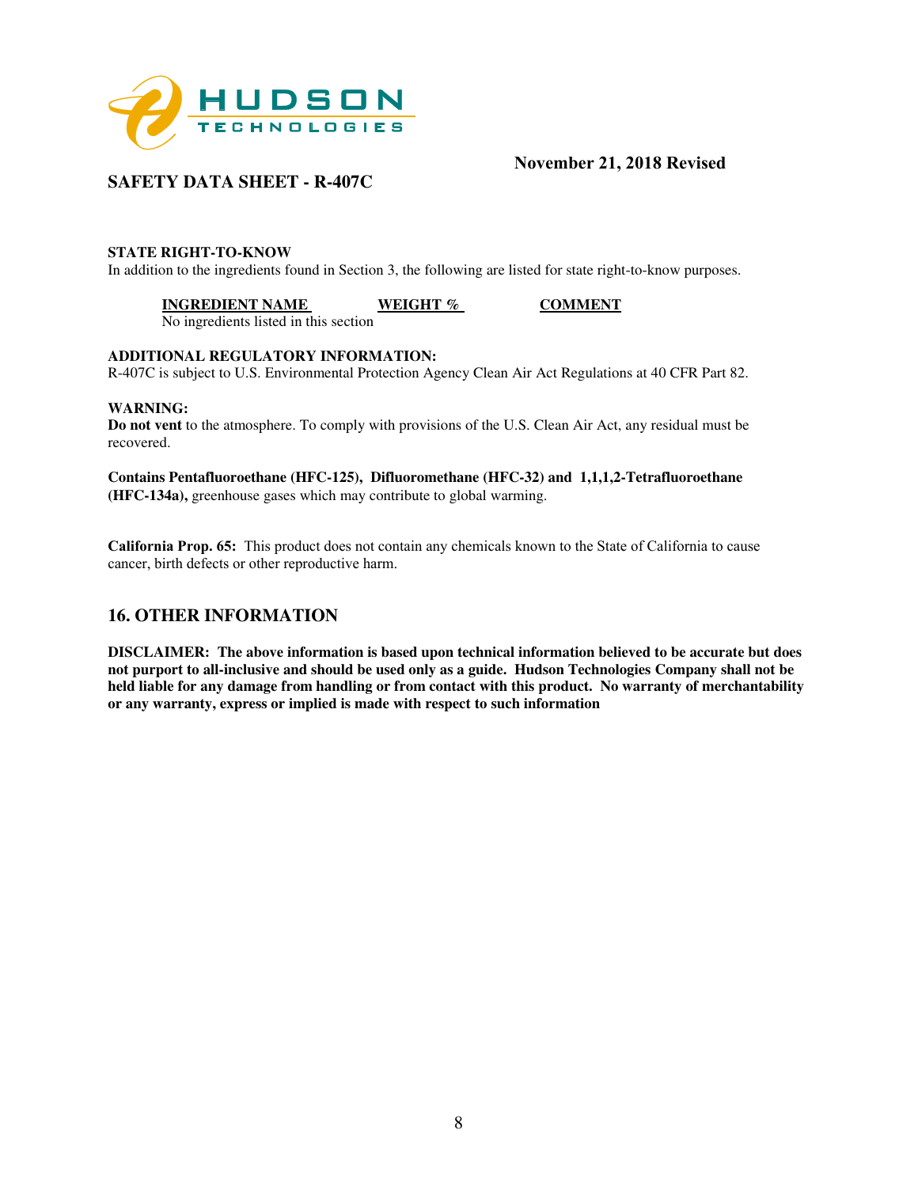November 21, 2018 Revised

**SAFETY DATA SHEET - R-407C**

**STATE RIGHT-TO-KNOW**

In addition to the ingredients found in Section 3, the following are listed for state right-to-know purposes.

| INGREDIENT NAME | WEIGHT % | COMMENT |
|---|---|---|
| No ingredients listed in this section | | |

**ADDITIONAL REGULATORY INFORMATION:**

R-407C is subject to U.S. Environmental Protection Agency Clean Air Act Regulations at 40 CFR Part 82.

**WARNING:**

**Do not vent** to the atmosphere. To comply with provisions of the U.S. Clean Air Act, any residual must be recovered.

**Contains Pentafluoroethane (HFC-125), Difluoromethane (HFC-32) and 1,1,1,2-Tetrafluoroethane (HFC-134a),** greenhouse gases which may contribute to global warming.

**California Prop. 65:** This product does not contain any chemicals known to the State of California to cause cancer, birth defects or other reproductive harm.

## 16. OTHER INFORMATION

**DISCLAIMER: The above information is based upon technical information believed to be accurate but does not purport to all-inclusive and should be used only as a guide. Hudson Technologies Company shall not be held liable for any damage from handling or from contact with this product. No warranty of merchantability or any warranty, express or implied is made with respect to such information**